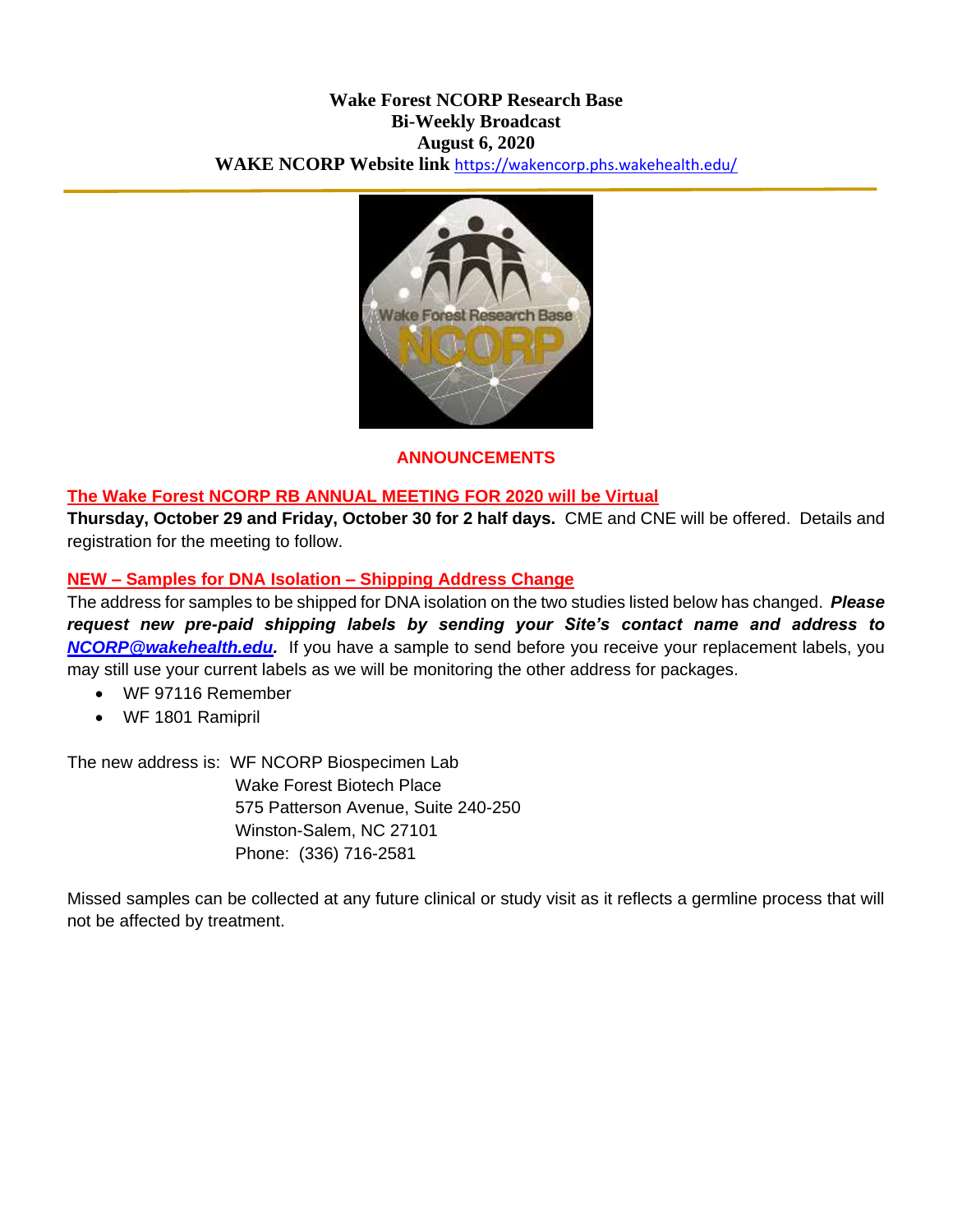**Wake Forest NCORP Research Base**
**Bi-Weekly Broadcast**
**August 6, 2020**
**WAKE NCORP Website link** https://wakencorp.phs.wakehealth.edu/

## ANNOUNCEMENTS

### The Wake Forest NCORP RB ANNUAL MEETING FOR 2020 will be Virtual

**Thursday, October 29 and Friday, October 30 for 2 half days.** CME and CNE will be offered. Details and registration for the meeting to follow.

### NEW – Samples for DNA Isolation – Shipping Address Change

The address for samples to be shipped for DNA isolation on the two studies listed below has changed. ***Please request new pre-paid shipping labels by sending your Site's contact name and address to NCORP@wakehealth.edu.*** If you have a sample to send before you receive your replacement labels, you may still use your current labels as we will be monitoring the other address for packages.

- WF 97116 Remember
- WF 1801 Ramipril

The new address is: WF NCORP Biospecimen Lab
Wake Forest Biotech Place
575 Patterson Avenue, Suite 240-250
Winston-Salem, NC 27101
Phone: (336) 716-2581

Missed samples can be collected at any future clinical or study visit as it reflects a germline process that will not be affected by treatment.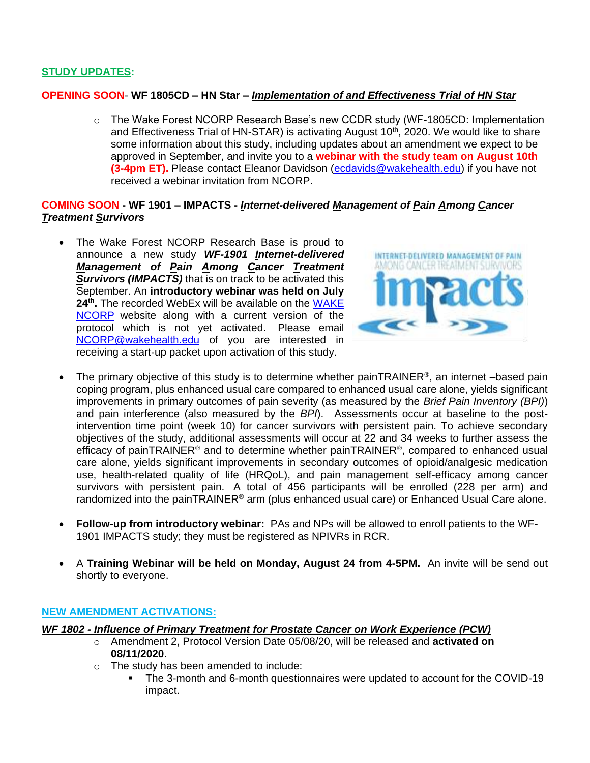**STUDY UPDATES:**

**OPENING SOON- WF 1805CD – HN Star – *Implementation of and Effectiveness Trial of HN Star***

- The Wake Forest NCORP Research Base's new CCDR study (WF-1805CD: Implementation and Effectiveness Trial of HN-STAR) is activating August 10th, 2020. We would like to share some information about this study, including updates about an amendment we expect to be approved in September, and invite you to a **webinar with the study team on August 10th (3-4pm ET).** Please contact Eleanor Davidson (ecdavids@wakehealth.edu) if you have not received a webinar invitation from NCORP.

**COMING SOON - WF 1901 – IMPACTS - *Internet-delivered Management of Pain Among Cancer Treatment Survivors***

- The Wake Forest NCORP Research Base is proud to announce a new study ***WF-1901 Internet-delivered Management of Pain Among Cancer Treatment Survivors (IMPACTS)*** that is on track to be activated this September. An **introductory webinar was held on July 24th.** The recorded WebEx will be available on the WAKE NCORP website along with a current version of the protocol which is not yet activated. Please email NCORP@wakehealth.edu of you are interested in receiving a start-up packet upon activation of this study.
- The primary objective of this study is to determine whether painTRAINER®, an internet –based pain coping program, plus enhanced usual care compared to enhanced usual care alone, yields significant improvements in primary outcomes of pain severity (as measured by the *Brief Pain Inventory (BPI)*) and pain interference (also measured by the *BPI*). Assessments occur at baseline to the post-intervention time point (week 10) for cancer survivors with persistent pain. To achieve secondary objectives of the study, additional assessments will occur at 22 and 34 weeks to further assess the efficacy of painTRAINER® and to determine whether painTRAINER®, compared to enhanced usual care alone, yields significant improvements in secondary outcomes of opioid/analgesic medication use, health-related quality of life (HRQoL), and pain management self-efficacy among cancer survivors with persistent pain. A total of 456 participants will be enrolled (228 per arm) and randomized into the painTRAINER® arm (plus enhanced usual care) or Enhanced Usual Care alone.
- **Follow-up from introductory webinar:** PAs and NPs will be allowed to enroll patients to the WF-1901 IMPACTS study; they must be registered as NPIVRs in RCR.
- A **Training Webinar will be held on Monday, August 24 from 4-5PM.** An invite will be send out shortly to everyone.

**NEW AMENDMENT ACTIVATIONS:**

***WF 1802 - Influence of Primary Treatment for Prostate Cancer on Work Experience (PCW)***

- Amendment 2, Protocol Version Date 05/08/20, will be released and **activated on 08/11/2020**.
- The study has been amended to include:
  - The 3-month and 6-month questionnaires were updated to account for the COVID-19 impact.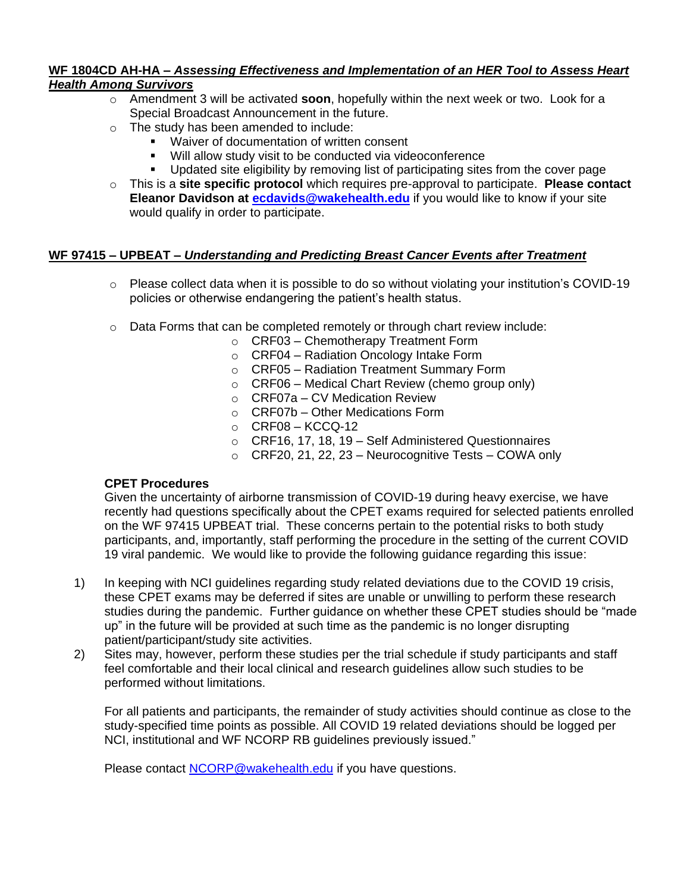**WF 1804CD AH-HA – *Assessing Effectiveness and Implementation of an HER Tool to Assess Heart Health Among Survivors***

- Amendment 3 will be activated **soon**, hopefully within the next week or two. Look for a Special Broadcast Announcement in the future.
- The study has been amended to include:
  - Waiver of documentation of written consent
  - Will allow study visit to be conducted via videoconference
  - Updated site eligibility by removing list of participating sites from the cover page
- This is a **site specific protocol** which requires pre-approval to participate. **Please contact Eleanor Davidson at [ecdavids@wakehealth.edu](mailto:ecdavids@wakehealth.edu)** if you would like to know if your site would qualify in order to participate.

**WF 97415 – UPBEAT – *Understanding and Predicting Breast Cancer Events after Treatment***

- Please collect data when it is possible to do so without violating your institution's COVID-19 policies or otherwise endangering the patient's health status.
- Data Forms that can be completed remotely or through chart review include:
  - CRF03 – Chemotherapy Treatment Form
  - CRF04 – Radiation Oncology Intake Form
  - CRF05 – Radiation Treatment Summary Form
  - CRF06 – Medical Chart Review (chemo group only)
  - CRF07a – CV Medication Review
  - CRF07b – Other Medications Form
  - CRF08 – KCCQ-12
  - CRF16, 17, 18, 19 – Self Administered Questionnaires
  - CRF20, 21, 22, 23 – Neurocognitive Tests – COWA only

**CPET Procedures**

Given the uncertainty of airborne transmission of COVID-19 during heavy exercise, we have recently had questions specifically about the CPET exams required for selected patients enrolled on the WF 97415 UPBEAT trial. These concerns pertain to the potential risks to both study participants, and, importantly, staff performing the procedure in the setting of the current COVID 19 viral pandemic. We would like to provide the following guidance regarding this issue:

1) In keeping with NCI guidelines regarding study related deviations due to the COVID 19 crisis, these CPET exams may be deferred if sites are unable or unwilling to perform these research studies during the pandemic. Further guidance on whether these CPET studies should be "made up" in the future will be provided at such time as the pandemic is no longer disrupting patient/participant/study site activities.
2) Sites may, however, perform these studies per the trial schedule if study participants and staff feel comfortable and their local clinical and research guidelines allow such studies to be performed without limitations.

For all patients and participants, the remainder of study activities should continue as close to the study-specified time points as possible. All COVID 19 related deviations should be logged per NCI, institutional and WF NCORP RB guidelines previously issued."

Please contact [NCORP@wakehealth.edu](mailto:NCORP@wakehealth.edu) if you have questions.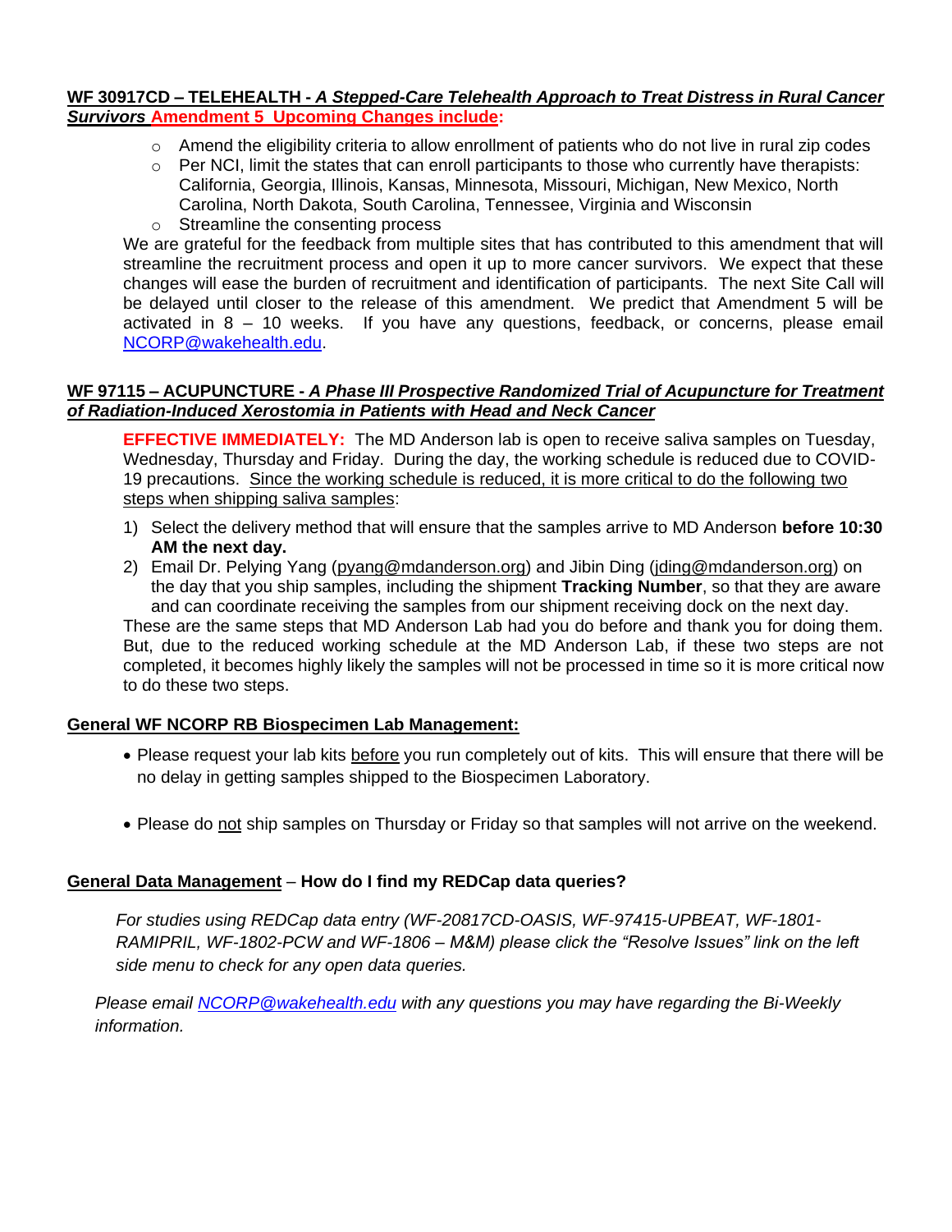**WF 30917CD – TELEHEALTH - *A Stepped-Care Telehealth Approach to Treat Distress in Rural Cancer Survivors* Amendment 5 Upcoming Changes include:**

- Amend the eligibility criteria to allow enrollment of patients who do not live in rural zip codes
- Per NCI, limit the states that can enroll participants to those who currently have therapists: California, Georgia, Illinois, Kansas, Minnesota, Missouri, Michigan, New Mexico, North Carolina, North Dakota, South Carolina, Tennessee, Virginia and Wisconsin
- Streamline the consenting process

We are grateful for the feedback from multiple sites that has contributed to this amendment that will streamline the recruitment process and open it up to more cancer survivors. We expect that these changes will ease the burden of recruitment and identification of participants. The next Site Call will be delayed until closer to the release of this amendment. We predict that Amendment 5 will be activated in 8 – 10 weeks. If you have any questions, feedback, or concerns, please email NCORP@wakehealth.edu.

**WF 97115 – ACUPUNCTURE - *A Phase III Prospective Randomized Trial of Acupuncture for Treatment of Radiation-Induced Xerostomia in Patients with Head and Neck Cancer***

**EFFECTIVE IMMEDIATELY:** The MD Anderson lab is open to receive saliva samples on Tuesday, Wednesday, Thursday and Friday. During the day, the working schedule is reduced due to COVID-19 precautions. Since the working schedule is reduced, it is more critical to do the following two steps when shipping saliva samples:

1) Select the delivery method that will ensure that the samples arrive to MD Anderson **before 10:30 AM the next day.**
2) Email Dr. Pelying Yang (pyang@mdanderson.org) and Jibin Ding (jding@mdanderson.org) on the day that you ship samples, including the shipment **Tracking Number**, so that they are aware and can coordinate receiving the samples from our shipment receiving dock on the next day.

These are the same steps that MD Anderson Lab had you do before and thank you for doing them. But, due to the reduced working schedule at the MD Anderson Lab, if these two steps are not completed, it becomes highly likely the samples will not be processed in time so it is more critical now to do these two steps.

**General WF NCORP RB Biospecimen Lab Management:**

- Please request your lab kits before you run completely out of kits. This will ensure that there will be no delay in getting samples shipped to the Biospecimen Laboratory.
- Please do not ship samples on Thursday or Friday so that samples will not arrive on the weekend.

**General Data Management – How do I find my REDCap data queries?**

*For studies using REDCap data entry (WF-20817CD-OASIS, WF-97415-UPBEAT, WF-1801-RAMIPRIL, WF-1802-PCW and WF-1806 – M&M) please click the "Resolve Issues" link on the left side menu to check for any open data queries.*

*Please email NCORP@wakehealth.edu with any questions you may have regarding the Bi-Weekly information.*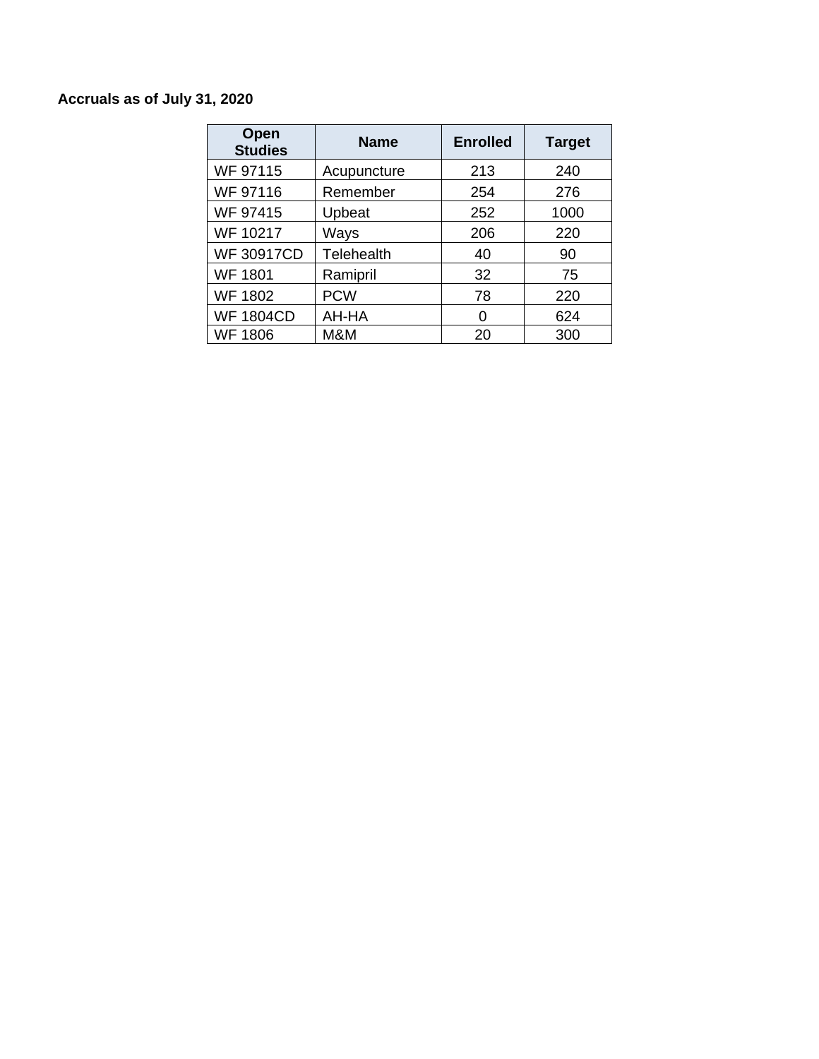**Accruals as of July 31, 2020**

| Open Studies | Name | Enrolled | Target |
|---|---|---|---|
| WF 97115 | Acupuncture | 213 | 240 |
| WF 97116 | Remember | 254 | 276 |
| WF 97415 | Upbeat | 252 | 1000 |
| WF 10217 | Ways | 206 | 220 |
| WF 30917CD | Telehealth | 40 | 90 |
| WF 1801 | Ramipril | 32 | 75 |
| WF 1802 | PCW | 78 | 220 |
| WF 1804CD | AH-HA | 0 | 624 |
| WF 1806 | M&M | 20 | 300 |